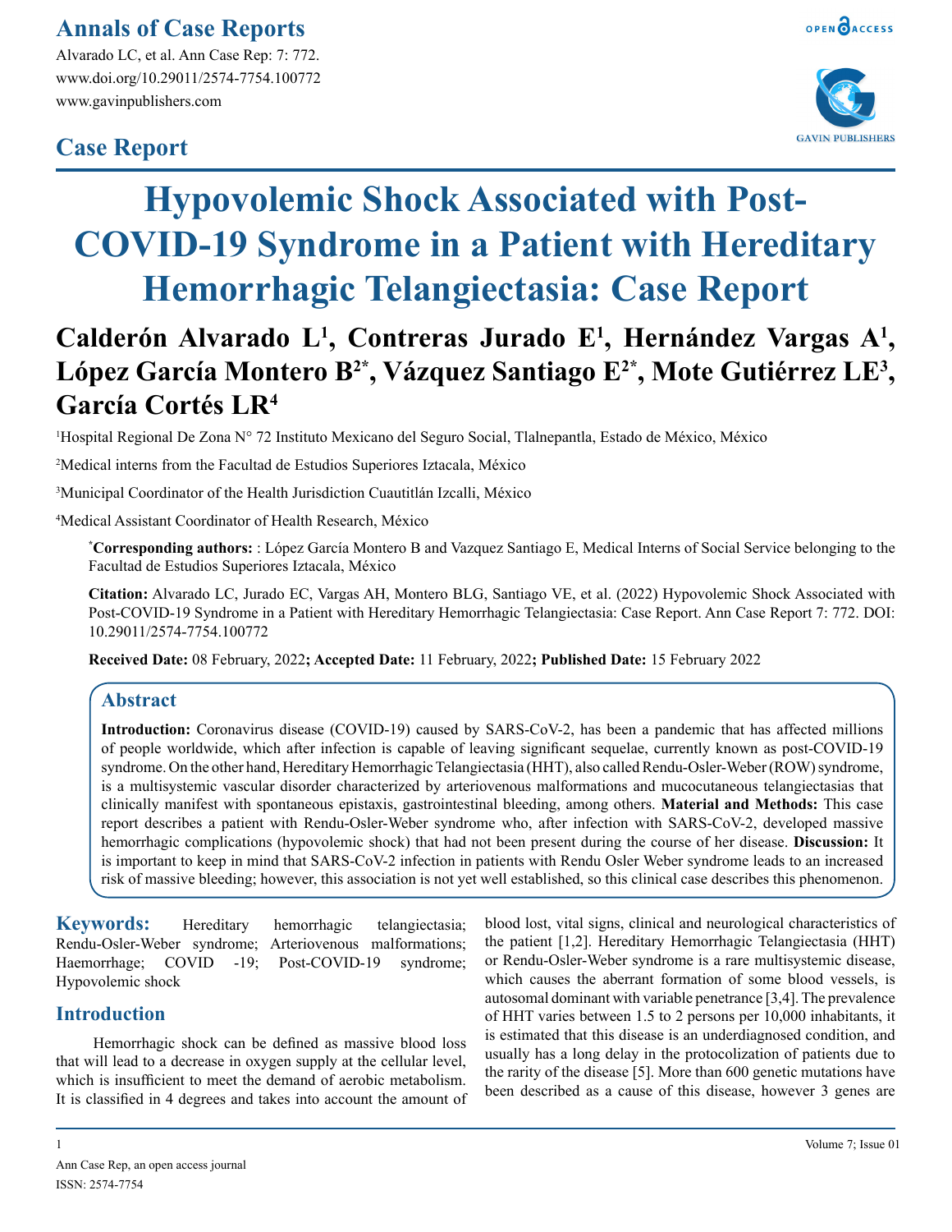# Annals of Case Reports

Alvarado LC, et al. Ann Case Rep: 7: 772.
www.doi.org/10.29011/2574-7754.100772
www.gavinpublishers.com

## Case Report

# Hypovolemic Shock Associated with Post-COVID-19 Syndrome in a Patient with Hereditary Hemorrhagic Telangiectasia: Case Report

**Calderón Alvarado L[1], Contreras Jurado E[1], Hernández Vargas A[1], López García Montero B[2*], Vázquez Santiago E[2*], Mote Gutiérrez LE[3], García Cortés LR[4]**

[1]Hospital Regional De Zona N° 72 Instituto Mexicano del Seguro Social, Tlalnepantla, Estado de México, México

[2]Medical interns from the Facultad de Estudios Superiores Iztacala, México

[3]Municipal Coordinator of the Health Jurisdiction Cuautitlán Izcalli, México

[4]Medical Assistant Coordinator of Health Research, México

**[*]Corresponding authors:** : López García Montero B and Vazquez Santiago E, Medical Interns of Social Service belonging to the Facultad de Estudios Superiores Iztacala, México

**Citation:** Alvarado LC, Jurado EC, Vargas AH, Montero BLG, Santiago VE, et al. (2022) Hypovolemic Shock Associated with Post-COVID-19 Syndrome in a Patient with Hereditary Hemorrhagic Telangiectasia: Case Report. Ann Case Report 7: 772. DOI: 10.29011/2574-7754.100772

**Received Date:** 08 February, 2022**; Accepted Date:** 11 February, 2022**; Published Date:** 15 February 2022

## Abstract

**Introduction:** Coronavirus disease (COVID-19) caused by SARS-CoV-2, has been a pandemic that has affected millions of people worldwide, which after infection is capable of leaving significant sequelae, currently known as post-COVID-19 syndrome. On the other hand, Hereditary Hemorrhagic Telangiectasia (HHT), also called Rendu-Osler-Weber (ROW) syndrome, is a multisystemic vascular disorder characterized by arteriovenous malformations and mucocutaneous telangiectasias that clinically manifest with spontaneous epistaxis, gastrointestinal bleeding, among others. **Material and Methods:** This case report describes a patient with Rendu-Osler-Weber syndrome who, after infection with SARS-CoV-2, developed massive hemorrhagic complications (hypovolemic shock) that had not been present during the course of her disease. **Discussion:** It is important to keep in mind that SARS-CoV-2 infection in patients with Rendu Osler Weber syndrome leads to an increased risk of massive bleeding; however, this association is not yet well established, so this clinical case describes this phenomenon.

**Keywords:** Hereditary hemorrhagic telangiectasia; Rendu-Osler-Weber syndrome; Arteriovenous malformations; Haemorrhage; COVID -19; Post-COVID-19 syndrome; Hypovolemic shock

## Introduction

Hemorrhagic shock can be defined as massive blood loss that will lead to a decrease in oxygen supply at the cellular level, which is insufficient to meet the demand of aerobic metabolism. It is classified in 4 degrees and takes into account the amount of blood lost, vital signs, clinical and neurological characteristics of the patient [1,2]. Hereditary Hemorrhagic Telangiectasia (HHT) or Rendu-Osler-Weber syndrome is a rare multisystemic disease, which causes the aberrant formation of some blood vessels, is autosomal dominant with variable penetrance [3,4]. The prevalence of HHT varies between 1.5 to 2 persons per 10,000 inhabitants, it is estimated that this disease is an underdiagnosed condition, and usually has a long delay in the protocolization of patients due to the rarity of the disease [5]. More than 600 genetic mutations have been described as a cause of this disease, however 3 genes are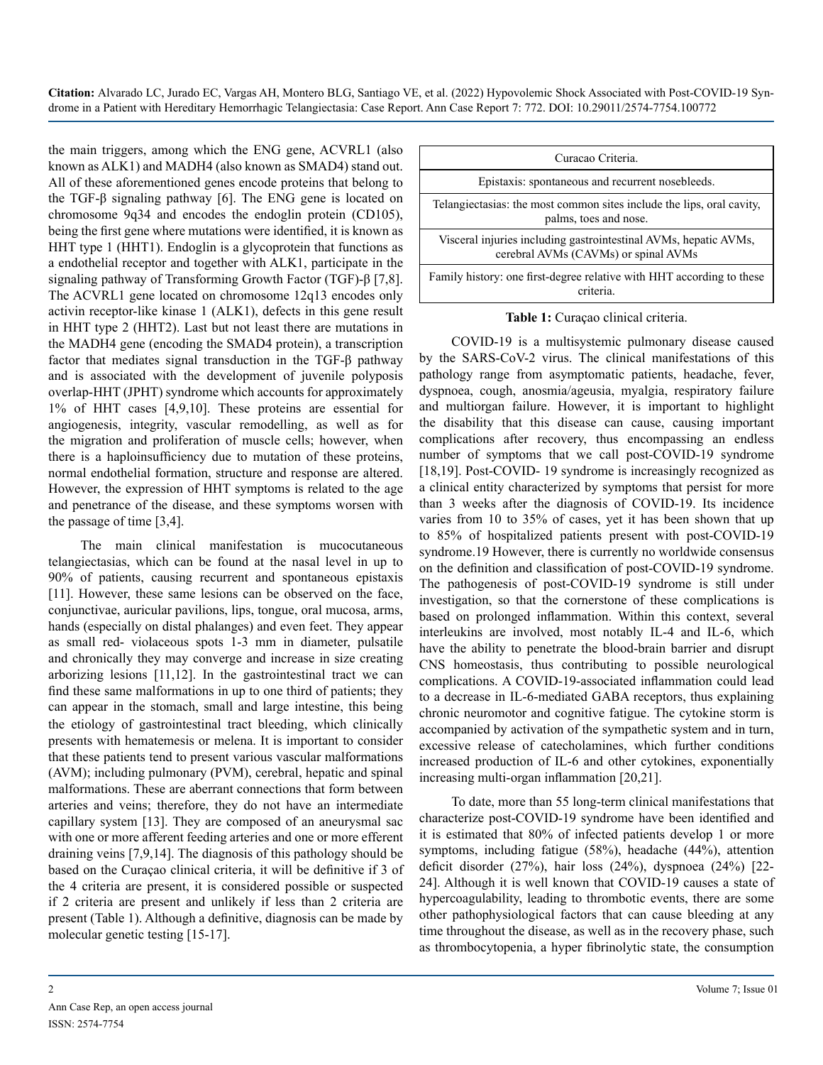the main triggers, among which the ENG gene, ACVRL1 (also known as ALK1) and MADH4 (also known as SMAD4) stand out. All of these aforementioned genes encode proteins that belong to the TGF-β signaling pathway [6]. The ENG gene is located on chromosome 9q34 and encodes the endoglin protein (CD105), being the first gene where mutations were identified, it is known as HHT type 1 (HHT1). Endoglin is a glycoprotein that functions as a endothelial receptor and together with ALK1, participate in the signaling pathway of Transforming Growth Factor (TGF)-β [7,8]. The ACVRL1 gene located on chromosome 12q13 encodes only activin receptor-like kinase 1 (ALK1), defects in this gene result in HHT type 2 (HHT2). Last but not least there are mutations in the MADH4 gene (encoding the SMAD4 protein), a transcription factor that mediates signal transduction in the TGF-β pathway and is associated with the development of juvenile polyposis overlap-HHT (JPHT) syndrome which accounts for approximately 1% of HHT cases [4,9,10]. These proteins are essential for angiogenesis, integrity, vascular remodelling, as well as for the migration and proliferation of muscle cells; however, when there is a haploinsufficiency due to mutation of these proteins, normal endothelial formation, structure and response are altered. However, the expression of HHT symptoms is related to the age and penetrance of the disease, and these symptoms worsen with the passage of time [3,4].

The main clinical manifestation is mucocutaneous telangiectasias, which can be found at the nasal level in up to 90% of patients, causing recurrent and spontaneous epistaxis [11]. However, these same lesions can be observed on the face, conjunctivae, auricular pavilions, lips, tongue, oral mucosa, arms, hands (especially on distal phalanges) and even feet. They appear as small red- violaceous spots 1-3 mm in diameter, pulsatile and chronically they may converge and increase in size creating arborizing lesions [11,12]. In the gastrointestinal tract we can find these same malformations in up to one third of patients; they can appear in the stomach, small and large intestine, this being the etiology of gastrointestinal tract bleeding, which clinically presents with hematemesis or melena. It is important to consider that these patients tend to present various vascular malformations (AVM); including pulmonary (PVM), cerebral, hepatic and spinal malformations. These are aberrant connections that form between arteries and veins; therefore, they do not have an intermediate capillary system [13]. They are composed of an aneurysmal sac with one or more afferent feeding arteries and one or more efferent draining veins [7,9,14]. The diagnosis of this pathology should be based on the Curaçao clinical criteria, it will be definitive if 3 of the 4 criteria are present, it is considered possible or suspected if 2 criteria are present and unlikely if less than 2 criteria are present (Table 1). Although a definitive, diagnosis can be made by molecular genetic testing [15-17].

| Curacao Criteria. |
|---|
| Epistaxis: spontaneous and recurrent nosebleeds. |
| Telangiectasias: the most common sites include the lips, oral cavity, palms, toes and nose. |
| Visceral injuries including gastrointestinal AVMs, hepatic AVMs, cerebral AVMs (CAVMs) or spinal AVMs |
| Family history: one first-degree relative with HHT according to these criteria. |

**Table 1:** Curaçao clinical criteria.

COVID-19 is a multisystemic pulmonary disease caused by the SARS-CoV-2 virus. The clinical manifestations of this pathology range from asymptomatic patients, headache, fever, dyspnoea, cough, anosmia/ageusia, myalgia, respiratory failure and multiorgan failure. However, it is important to highlight the disability that this disease can cause, causing important complications after recovery, thus encompassing an endless number of symptoms that we call post-COVID-19 syndrome [18,19]. Post-COVID- 19 syndrome is increasingly recognized as a clinical entity characterized by symptoms that persist for more than 3 weeks after the diagnosis of COVID-19. Its incidence varies from 10 to 35% of cases, yet it has been shown that up to 85% of hospitalized patients present with post-COVID-19 syndrome.19 However, there is currently no worldwide consensus on the definition and classification of post-COVID-19 syndrome. The pathogenesis of post-COVID-19 syndrome is still under investigation, so that the cornerstone of these complications is based on prolonged inflammation. Within this context, several interleukins are involved, most notably IL-4 and IL-6, which have the ability to penetrate the blood-brain barrier and disrupt CNS homeostasis, thus contributing to possible neurological complications. A COVID-19-associated inflammation could lead to a decrease in IL-6-mediated GABA receptors, thus explaining chronic neuromotor and cognitive fatigue. The cytokine storm is accompanied by activation of the sympathetic system and in turn, excessive release of catecholamines, which further conditions increased production of IL-6 and other cytokines, exponentially increasing multi-organ inflammation [20,21].

To date, more than 55 long-term clinical manifestations that characterize post-COVID-19 syndrome have been identified and it is estimated that 80% of infected patients develop 1 or more symptoms, including fatigue (58%), headache (44%), attention deficit disorder (27%), hair loss (24%), dyspnoea (24%) [22-24]. Although it is well known that COVID-19 causes a state of hypercoagulability, leading to thrombotic events, there are some other pathophysiological factors that can cause bleeding at any time throughout the disease, as well as in the recovery phase, such as thrombocytopenia, a hyper fibrinolytic state, the consumption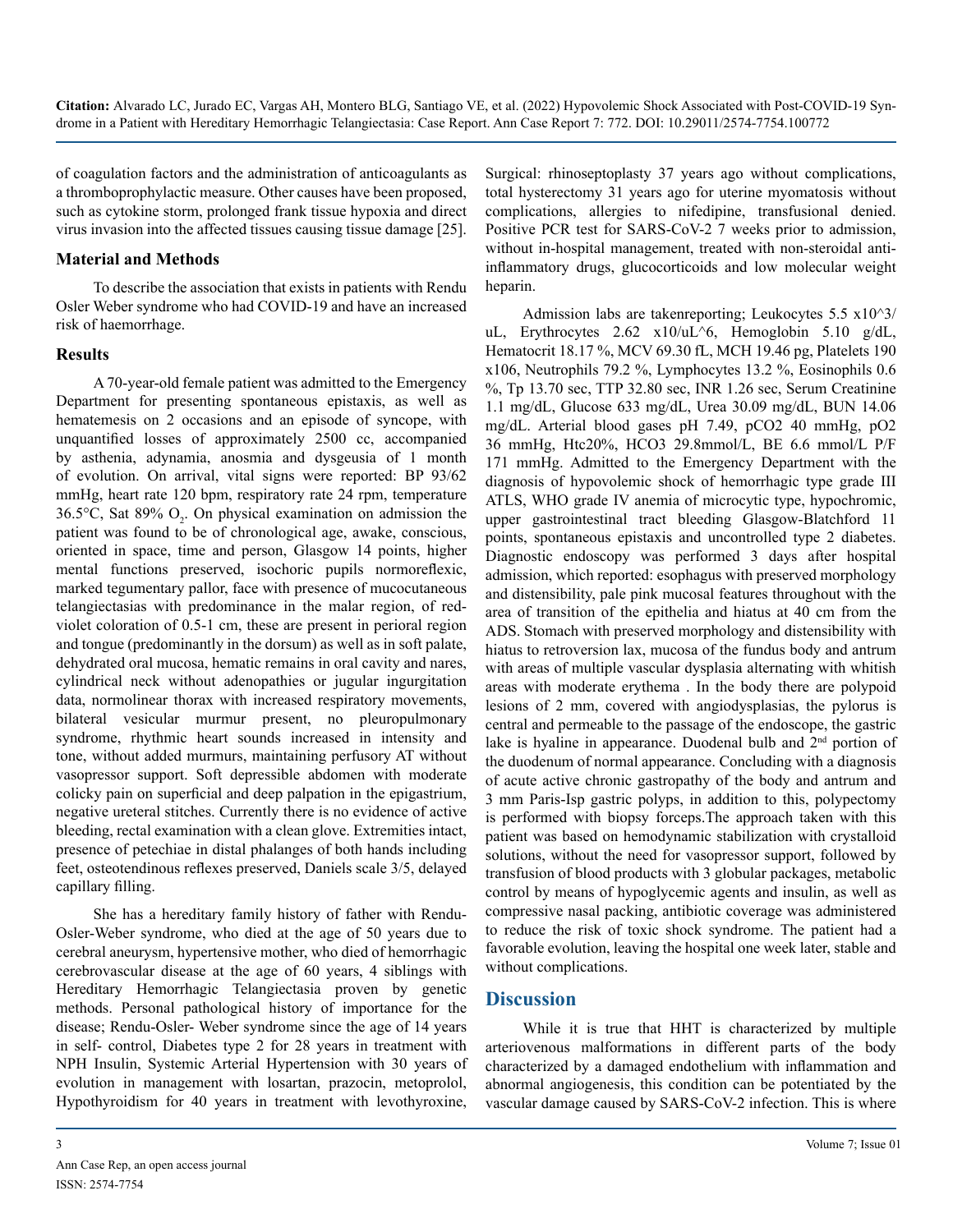of coagulation factors and the administration of anticoagulants as a thromboprophylactic measure. Other causes have been proposed, such as cytokine storm, prolonged frank tissue hypoxia and direct virus invasion into the affected tissues causing tissue damage [25].

## Material and Methods

To describe the association that exists in patients with Rendu Osler Weber syndrome who had COVID-19 and have an increased risk of haemorrhage.

## Results

A 70-year-old female patient was admitted to the Emergency Department for presenting spontaneous epistaxis, as well as hematemesis on 2 occasions and an episode of syncope, with unquantified losses of approximately 2500 cc, accompanied by asthenia, adynamia, anosmia and dysgeusia of 1 month of evolution. On arrival, vital signs were reported: BP 93/62 mmHg, heart rate 120 bpm, respiratory rate 24 rpm, temperature 36.5°C, Sat 89% $O_2$. On physical examination on admission the patient was found to be of chronological age, awake, conscious, oriented in space, time and person, Glasgow 14 points, higher mental functions preserved, isochoric pupils normoreflexic, marked tegumentary pallor, face with presence of mucocutaneous telangiectasias with predominance in the malar region, of red-violet coloration of 0.5-1 cm, these are present in perioral region and tongue (predominantly in the dorsum) as well as in soft palate, dehydrated oral mucosa, hematic remains in oral cavity and nares, cylindrical neck without adenopathies or jugular ingurgitation data, normolinear thorax with increased respiratory movements, bilateral vesicular murmur present, no pleuropulmonary syndrome, rhythmic heart sounds increased in intensity and tone, without added murmurs, maintaining perfusory AT without vasopressor support. Soft depressible abdomen with moderate colicky pain on superficial and deep palpation in the epigastrium, negative ureteral stitches. Currently there is no evidence of active bleeding, rectal examination with a clean glove. Extremities intact, presence of petechiae in distal phalanges of both hands including feet, osteotendinous reflexes preserved, Daniels scale 3/5, delayed capillary filling.

She has a hereditary family history of father with Rendu-Osler-Weber syndrome, who died at the age of 50 years due to cerebral aneurysm, hypertensive mother, who died of hemorrhagic cerebrovascular disease at the age of 60 years, 4 siblings with Hereditary Hemorrhagic Telangiectasia proven by genetic methods. Personal pathological history of importance for the disease; Rendu-Osler- Weber syndrome since the age of 14 years in self- control, Diabetes type 2 for 28 years in treatment with NPH Insulin, Systemic Arterial Hypertension with 30 years of evolution in management with losartan, prazocin, metoprolol, Hypothyroidism for 40 years in treatment with levothyroxine, Surgical: rhinoseptoplasty 37 years ago without complications, total hysterectomy 31 years ago for uterine myomatosis without complications, allergies to nifedipine, transfusional denied. Positive PCR test for SARS-CoV-2 7 weeks prior to admission, without in-hospital management, treated with non-steroidal anti-inflammatory drugs, glucocorticoids and low molecular weight heparin.

Admission labs are takenreporting; Leukocytes 5.5 x10^3/uL, Erythrocytes 2.62 x10/uL^6, Hemoglobin 5.10 g/dL, Hematocrit 18.17 %, MCV 69.30 fL, MCH 19.46 pg, Platelets 190 x106, Neutrophils 79.2 %, Lymphocytes 13.2 %, Eosinophils 0.6 %, Tp 13.70 sec, TTP 32.80 sec, INR 1.26 sec, Serum Creatinine 1.1 mg/dL, Glucose 633 mg/dL, Urea 30.09 mg/dL, BUN 14.06 mg/dL. Arterial blood gases pH 7.49, pCO2 40 mmHg, pO2 36 mmHg, Htc20%, HCO3 29.8mmol/L, BE 6.6 mmol/L P/F 171 mmHg. Admitted to the Emergency Department with the diagnosis of hypovolemic shock of hemorrhagic type grade III ATLS, WHO grade IV anemia of microcytic type, hypochromic, upper gastrointestinal tract bleeding Glasgow-Blatchford 11 points, spontaneous epistaxis and uncontrolled type 2 diabetes. Diagnostic endoscopy was performed 3 days after hospital admission, which reported: esophagus with preserved morphology and distensibility, pale pink mucosal features throughout with the area of transition of the epithelia and hiatus at 40 cm from the ADS. Stomach with preserved morphology and distensibility with hiatus to retroversion lax, mucosa of the fundus body and antrum with areas of multiple vascular dysplasia alternating with whitish areas with moderate erythema . In the body there are polypoid lesions of 2 mm, covered with angiodysplasias, the pylorus is central and permeable to the passage of the endoscope, the gastric lake is hyaline in appearance. Duodenal bulb and 2nd portion of the duodenum of normal appearance. Concluding with a diagnosis of acute active chronic gastropathy of the body and antrum and 3 mm Paris-Isp gastric polyps, in addition to this, polypectomy is performed with biopsy forceps.The approach taken with this patient was based on hemodynamic stabilization with crystalloid solutions, without the need for vasopressor support, followed by transfusion of blood products with 3 globular packages, metabolic control by means of hypoglycemic agents and insulin, as well as compressive nasal packing, antibiotic coverage was administered to reduce the risk of toxic shock syndrome. The patient had a favorable evolution, leaving the hospital one week later, stable and without complications.

## Discussion

While it is true that HHT is characterized by multiple arteriovenous malformations in different parts of the body characterized by a damaged endothelium with inflammation and abnormal angiogenesis, this condition can be potentiated by the vascular damage caused by SARS-CoV-2 infection. This is where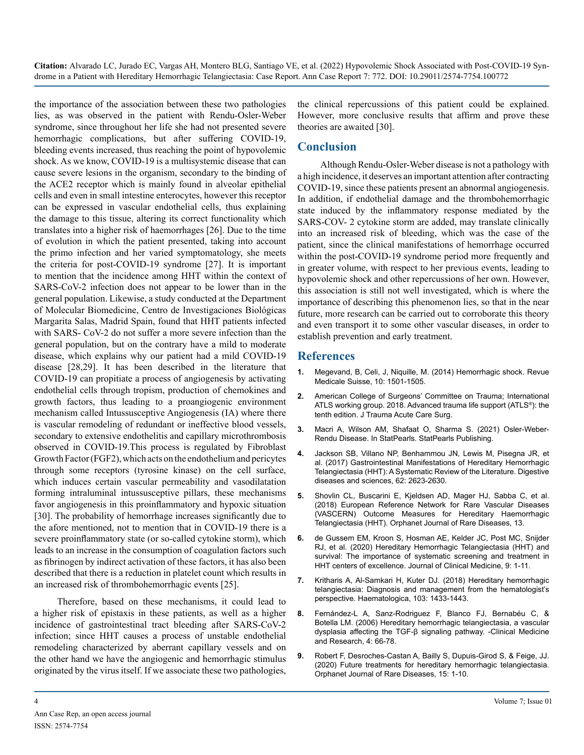the importance of the association between these two pathologies lies, as was observed in the patient with Rendu-Osler-Weber syndrome, since throughout her life she had not presented severe hemorrhagic complications, but after suffering COVID-19, bleeding events increased, thus reaching the point of hypovolemic shock. As we know, COVID-19 is a multisystemic disease that can cause severe lesions in the organism, secondary to the binding of the ACE2 receptor which is mainly found in alveolar epithelial cells and even in small intestine enterocytes, however this receptor can be expressed in vascular endothelial cells, thus explaining the damage to this tissue, altering its correct functionality which translates into a higher risk of haemorrhages [26]. Due to the time of evolution in which the patient presented, taking into account the primo infection and her varied symptomatology, she meets the criteria for post-COVID-19 syndrome [27]. It is important to mention that the incidence among HHT within the context of SARS-CoV-2 infection does not appear to be lower than in the general population. Likewise, a study conducted at the Department of Molecular Biomedicine, Centro de Investigaciones Biológicas Margarita Salas, Madrid Spain, found that HHT patients infected with SARS- CoV-2 do not suffer a more severe infection than the general population, but on the contrary have a mild to moderate disease, which explains why our patient had a mild COVID-19 disease [28,29]. It has been described in the literature that COVID-19 can propitiate a process of angiogenesis by activating endothelial cells through tropism, production of chemokines and growth factors, thus leading to a proangiogenic environment mechanism called Intussusceptive Angiogenesis (IA) where there is vascular remodeling of redundant or ineffective blood vessels, secondary to extensive endothelitis and capillary microthrombosis observed in COVID-19.This process is regulated by Fibroblast Growth Factor (FGF2), which acts on the endothelium and pericytes through some receptors (tyrosine kinase) on the cell surface, which induces certain vascular permeability and vasodilatation forming intraluminal intussusceptive pillars, these mechanisms favor angiogenesis in this proinflammatory and hypoxic situation [30]. The probability of hemorrhage increases significantly due to the afore mentioned, not to mention that in COVID-19 there is a severe proinflammatory state (or so-called cytokine storm), which leads to an increase in the consumption of coagulation factors such as fibrinogen by indirect activation of these factors, it has also been described that there is a reduction in platelet count which results in an increased risk of thrombohemorrhagic events [25].

Therefore, based on these mechanisms, it could lead to a higher risk of epistaxis in these patients, as well as a higher incidence of gastrointestinal tract bleeding after SARS-CoV-2 infection; since HHT causes a process of unstable endothelial remodeling characterized by aberrant capillary vessels and on the other hand we have the angiogenic and hemorrhagic stimulus originated by the virus itself. If we associate these two pathologies, the clinical repercussions of this patient could be explained. However, more conclusive results that affirm and prove these theories are awaited [30].

## Conclusion

Although Rendu-Osler-Weber disease is not a pathology with a high incidence, it deserves an important attention after contracting COVID-19, since these patients present an abnormal angiogenesis. In addition, if endothelial damage and the thrombohemorrhagic state induced by the inflammatory response mediated by the SARS-COV- 2 cytokine storm are added, may translate clinically into an increased risk of bleeding, which was the case of the patient, since the clinical manifestations of hemorrhage occurred within the post-COVID-19 syndrome period more frequently and in greater volume, with respect to her previous events, leading to hypovolemic shock and other repercussions of her own. However, this association is still not well investigated, which is where the importance of describing this phenomenon lies, so that in the near future, more research can be carried out to corroborate this theory and even transport it to some other vascular diseases, in order to establish prevention and early treatment.

## References

1. Megevand, B, Celi, J, Niquille, M. (2014) Hemorrhagic shock. Revue Medicale Suisse, 10: 1501-1505.
2. American College of Surgeons' Committee on Trauma; International ATLS working group. 2018. Advanced trauma life support (ATLS®): the tenth edition. J Trauma Acute Care Surg.
3. Macri A, Wilson AM, Shafaat O, Sharma S. (2021) Osler-Weber-Rendu Disease. In StatPearls. StatPearls Publishing.
4. Jackson SB, Villano NP, Benhammou JN, Lewis M, Pisegna JR, et al. (2017) Gastrointestinal Manifestations of Hereditary Hemorrhagic Telangiectasia (HHT): A Systematic Review of the Literature. Digestive diseases and sciences, 62: 2623-2630.
5. Shovlin CL, Buscarini E, Kjeldsen AD, Mager HJ, Sabba C, et al. (2018) European Reference Network for Rare Vascular Diseases (VASCERN) Outcome Measures for Hereditary Haemorrhagic Telangiectasia (HHT). Orphanet Journal of Rare Diseases, 13.
6. de Gussem EM, Kroon S, Hosman AE, Kelder JC, Post MC, Snijder RJ, et al. (2020) Hereditary Hemorrhagic Telangiectasia (HHT) and survival: The importance of systematic screening and treatment in HHT centers of excellence. Journal of Clinical Medicine, 9: 1-11.
7. Kritharis A, Al-Samkari H, Kuter DJ. (2018) Hereditary hemorrhagic telangiectasia: Diagnosis and management from the hematologist's perspective. Haematologica, 103: 1433-1443.
8. Fernández-L A, Sanz-Rodriguez F, Blanco FJ, Bernabéu C, & Botella LM. (2006) Hereditary hemorrhagic telangiectasia, a vascular dysplasia affecting the TGF-β signaling pathway. -Clinical Medicine and Research, 4: 66-78.
9. Robert F, Desroches-Castan A, Bailly S, Dupuis-Girod S, & Feige, JJ. (2020) Future treatments for hereditary hemorrhagic telangiectasia. Orphanet Journal of Rare Diseases, 15: 1-10.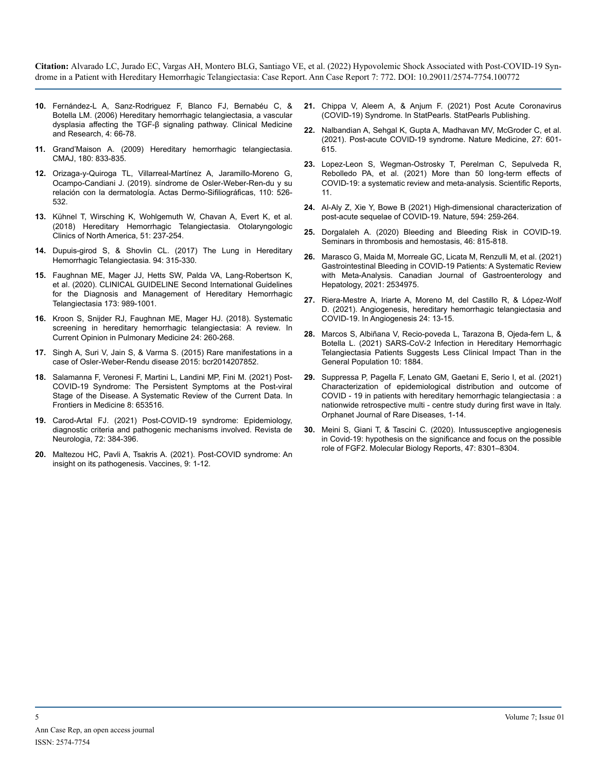10. Fernández-L A, Sanz-Rodriguez F, Blanco FJ, Bernabéu C, & Botella LM. (2006) Hereditary hemorrhagic telangiectasia, a vascular dysplasia affecting the TGF-β signaling pathway. Clinical Medicine and Research, 4: 66-78.

11. Grand'Maison A. (2009) Hereditary hemorrhagic telangiectasia. CMAJ, 180: 833-835.

12. Orizaga-y-Quiroga TL, Villarreal-Martínez A, Jaramillo-Moreno G, Ocampo-Candiani J. (2019). síndrome de Osler-Weber-Ren-du y su relación con la dermatología. Actas Dermo-Sifiliográficas, 110: 526-532.

13. Kühnel T, Wirsching K, Wohlgemuth W, Chavan A, Evert K, et al. (2018) Hereditary Hemorrhagic Telangiectasia. Otolaryngologic Clinics of North America, 51: 237-254.

14. Dupuis-girod S, & Shovlin CL. (2017) The Lung in Hereditary Hemorrhagic Telangiectasia. 94: 315-330.

15. Faughnan ME, Mager JJ, Hetts SW, Palda VA, Lang-Robertson K, et al. (2020). CLINICAL GUIDELINE Second International Guidelines for the Diagnosis and Management of Hereditary Hemorrhagic Telangiectasia 173: 989-1001.

16. Kroon S, Snijder RJ, Faughnan ME, Mager HJ. (2018). Systematic screening in hereditary hemorrhagic telangiectasia: A review. In Current Opinion in Pulmonary Medicine 24: 260-268.

17. Singh A, Suri V, Jain S, & Varma S. (2015) Rare manifestations in a case of Osler-Weber-Rendu disease 2015: bcr2014207852.

18. Salamanna F, Veronesi F, Martini L, Landini MP, Fini M. (2021) Post-COVID-19 Syndrome: The Persistent Symptoms at the Post-viral Stage of the Disease. A Systematic Review of the Current Data. In Frontiers in Medicine 8: 653516.

19. Carod-Artal FJ. (2021) Post-COVID-19 syndrome: Epidemiology, diagnostic criteria and pathogenic mechanisms involved. Revista de Neurologia, 72: 384-396.

20. Maltezou HC, Pavli A, Tsakris A. (2021). Post-COVID syndrome: An insight on its pathogenesis. Vaccines, 9: 1-12.

21. Chippa V, Aleem A, & Anjum F. (2021) Post Acute Coronavirus (COVID-19) Syndrome. In StatPearls. StatPearls Publishing.

22. Nalbandian A, Sehgal K, Gupta A, Madhavan MV, McGroder C, et al. (2021). Post-acute COVID-19 syndrome. Nature Medicine, 27: 601-615.

23. Lopez-Leon S, Wegman-Ostrosky T, Perelman C, Sepulveda R, Rebolledo PA, et al. (2021) More than 50 long-term effects of COVID-19: a systematic review and meta-analysis. Scientific Reports, 11.

24. Al-Aly Z, Xie Y, Bowe B (2021) High-dimensional characterization of post-acute sequelae of COVID-19. Nature, 594: 259-264.

25. Dorgalaleh A. (2020) Bleeding and Bleeding Risk in COVID-19. Seminars in thrombosis and hemostasis, 46: 815-818.

26. Marasco G, Maida M, Morreale GC, Licata M, Renzulli M, et al. (2021) Gastrointestinal Bleeding in COVID-19 Patients: A Systematic Review with Meta-Analysis. Canadian Journal of Gastroenterology and Hepatology, 2021: 2534975.

27. Riera-Mestre A, Iriarte A, Moreno M, del Castillo R, & López-Wolf D. (2021). Angiogenesis, hereditary hemorrhagic telangiectasia and COVID-19. In Angiogenesis 24: 13-15.

28. Marcos S, Albiñana V, Recio-poveda L, Tarazona B, Ojeda-fern L, & Botella L. (2021) SARS-CoV-2 Infection in Hereditary Hemorrhagic Telangiectasia Patients Suggests Less Clinical Impact Than in the General Population 10: 1884.

29. Suppressa P, Pagella F, Lenato GM, Gaetani E, Serio I, et al. (2021) Characterization of epidemiological distribution and outcome of COVID - 19 in patients with hereditary hemorrhagic telangiectasia : a nationwide retrospective multi - centre study during first wave in Italy. Orphanet Journal of Rare Diseases, 1-14.

30. Meini S, Giani T, & Tascini C. (2020). Intussusceptive angiogenesis in Covid-19: hypothesis on the significance and focus on the possible role of FGF2. Molecular Biology Reports, 47: 8301–8304.